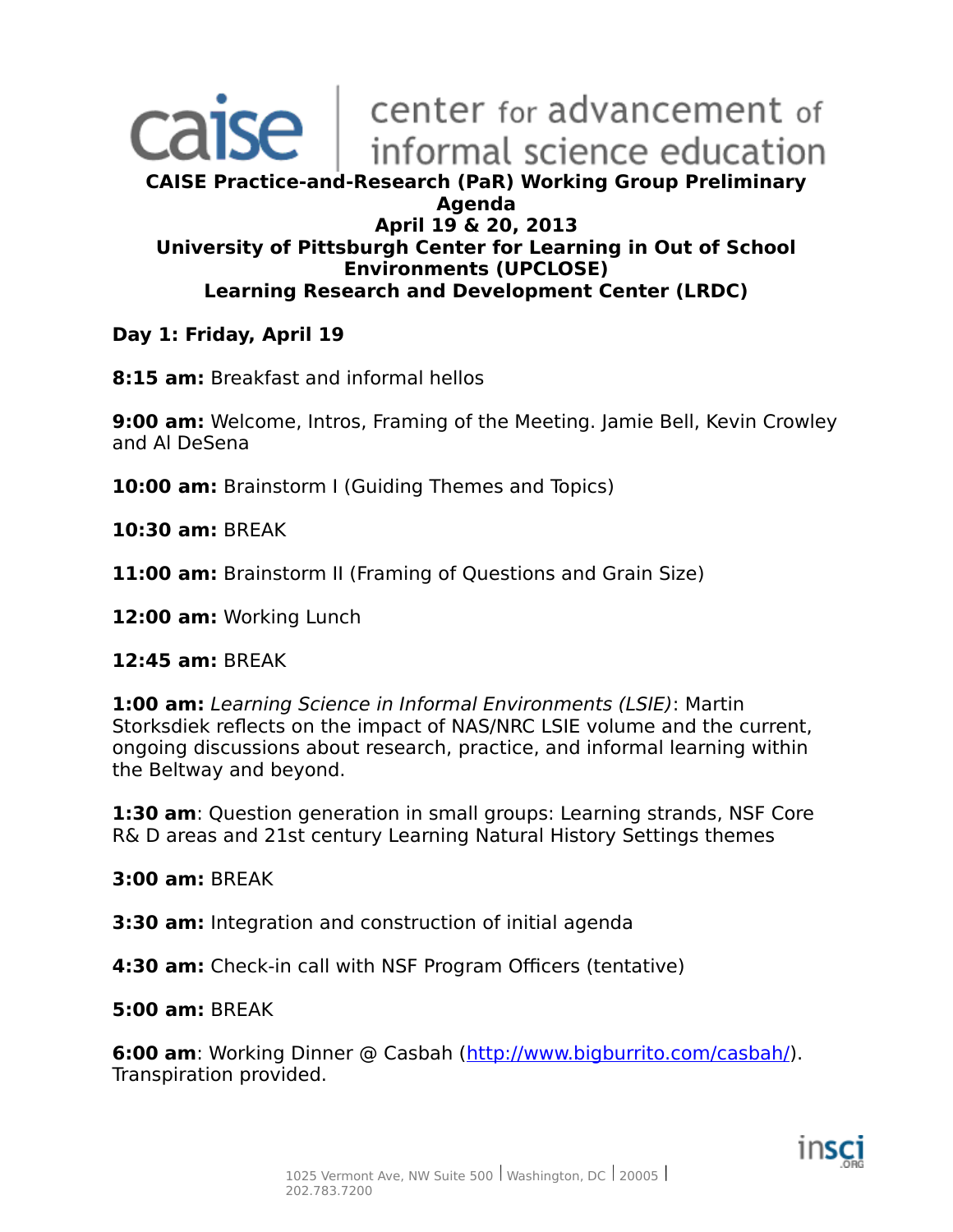caise | center for advancement of informal science education

# CAISE Practice-and-Research (PaR) Working Group Preliminary Agenda

**April 19 & 20, 2013**

**University of Pittsburgh Center for Learning in Out of School Environments (UPCLOSE)**

**Learning Research and Development Center (LRDC)**

## Day 1: Friday, April 19

**8:15 am:** Breakfast and informal hellos

**9:00 am:** Welcome, Intros, Framing of the Meeting. Jamie Bell, Kevin Crowley and Al DeSena

**10:00 am:** Brainstorm I (Guiding Themes and Topics)

**10:30 am:** BREAK

**11:00 am:** Brainstorm II (Framing of Questions and Grain Size)

**12:00 am:** Working Lunch

**12:45 am:** BREAK

**1:00 am:** *Learning Science in Informal Environments (LSIE)*: Martin Storksdiek reflects on the impact of NAS/NRC LSIE volume and the current, ongoing discussions about research, practice, and informal learning within the Beltway and beyond.

**1:30 am**: Question generation in small groups: Learning strands, NSF Core R& D areas and 21st century Learning Natural History Settings themes

**3:00 am:** BREAK

**3:30 am:** Integration and construction of initial agenda

**4:30 am:** Check-in call with NSF Program Officers (tentative)

**5:00 am:** BREAK

**6:00 am**: Working Dinner @ Casbah (http://www.bigburrito.com/casbah/). Transpiration provided.

1025 Vermont Ave, NW Suite 500 | Washington, DC | 20005 | 202.783.7200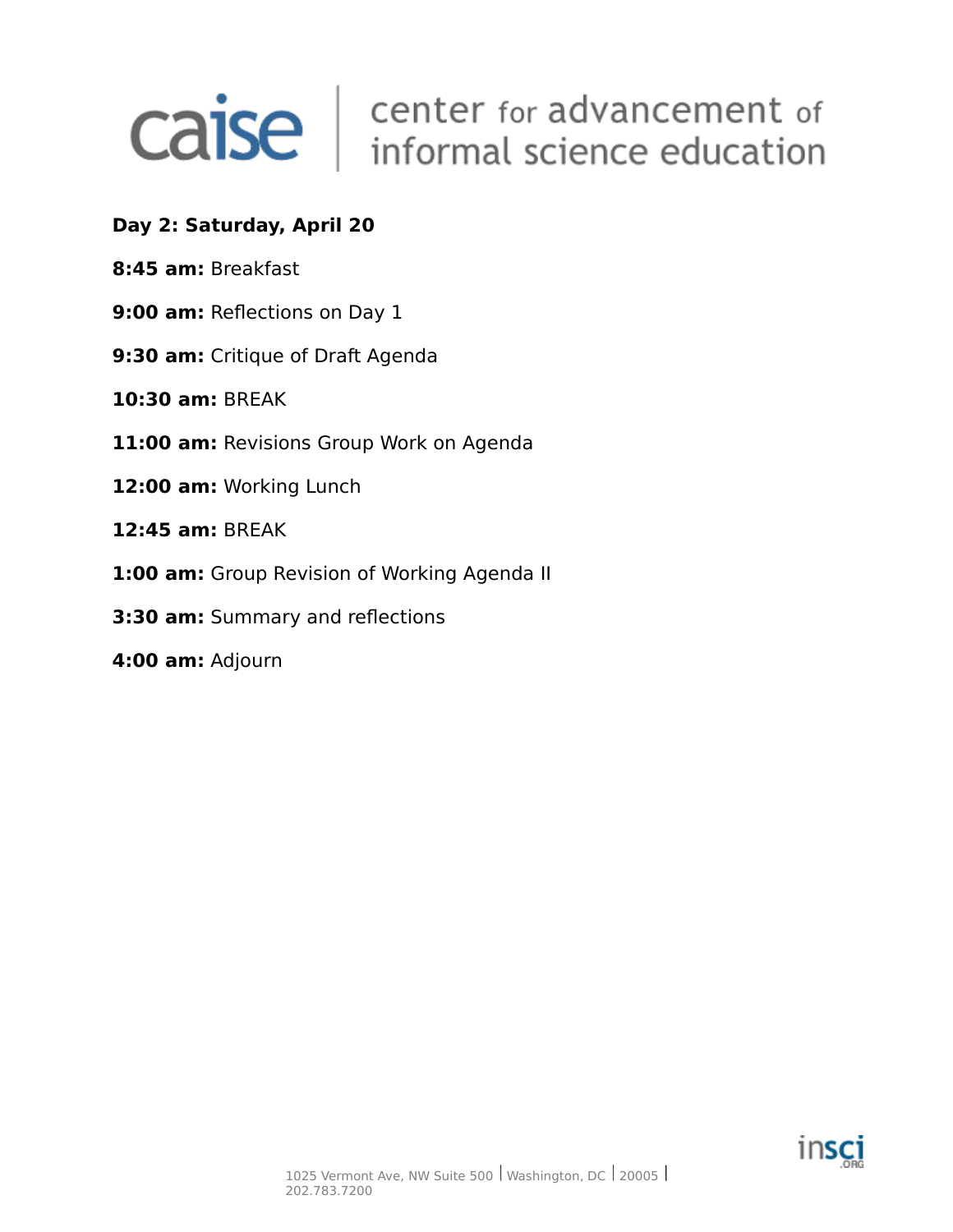caise | center for advancement of informal science education

**Day 2: Saturday, April 20**

**8:45 am:** Breakfast

**9:00 am:** Reflections on Day 1

**9:30 am:** Critique of Draft Agenda

**10:30 am:** BREAK

**11:00 am:** Revisions Group Work on Agenda

**12:00 am:** Working Lunch

**12:45 am:** BREAK

**1:00 am:** Group Revision of Working Agenda II

**3:30 am:** Summary and reflections

**4:00 am:** Adjourn

1025 Vermont Ave, NW Suite 500 | Washington, DC | 20005 | 202.783.7200

insci.ORG